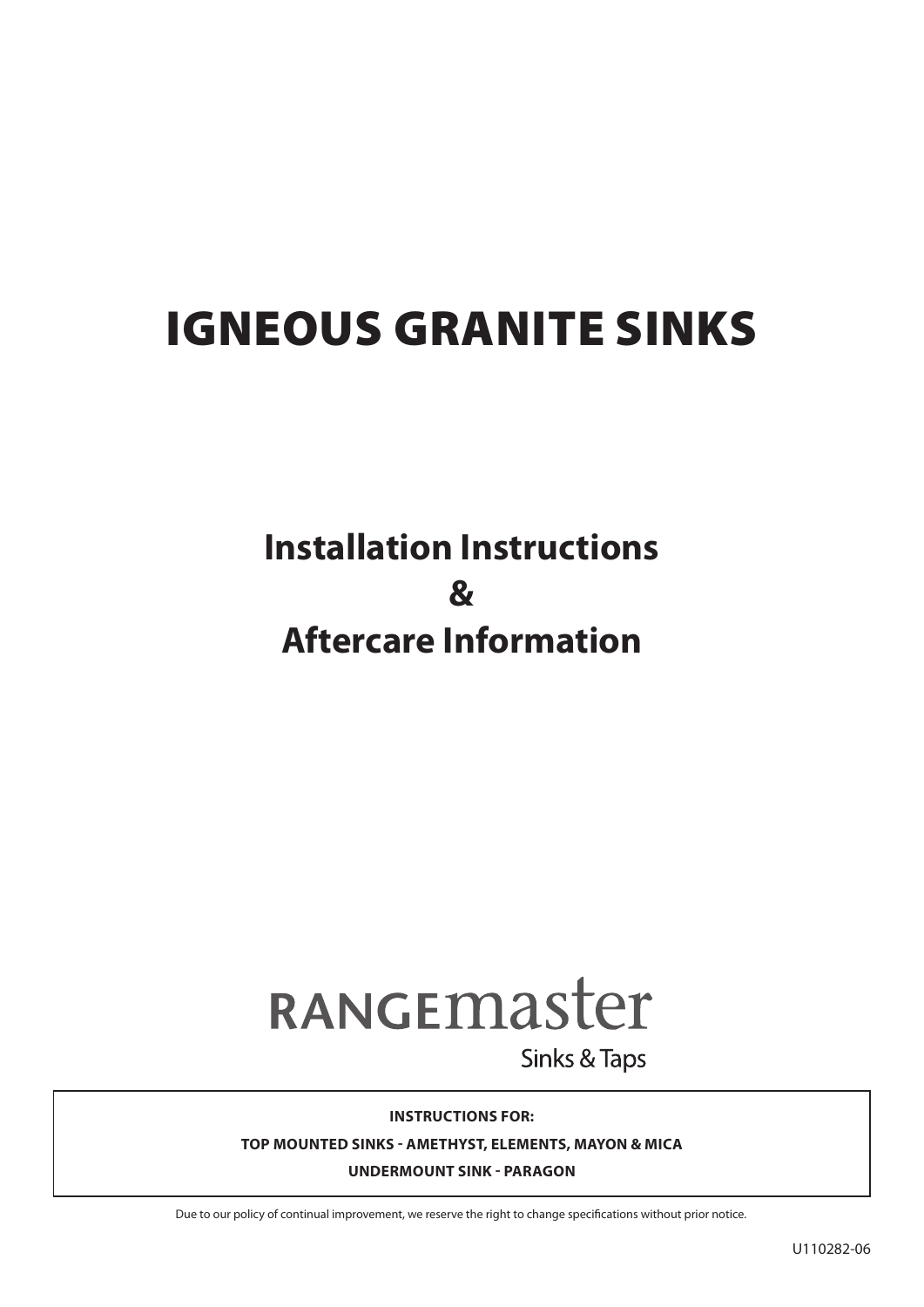# IGNEOUS GRANITE SINKS

## Installation Instructions
## &
## Aftercare Information

RANGEmaster

Sinks & Taps

**INSTRUCTIONS FOR:**

**TOP MOUNTED SINKS - AMETHYST, ELEMENTS, MAYON & MICA**

**UNDERMOUNT SINK - PARAGON**

Due to our policy of continual improvement, we reserve the right to change specifications without prior notice.

U110282-06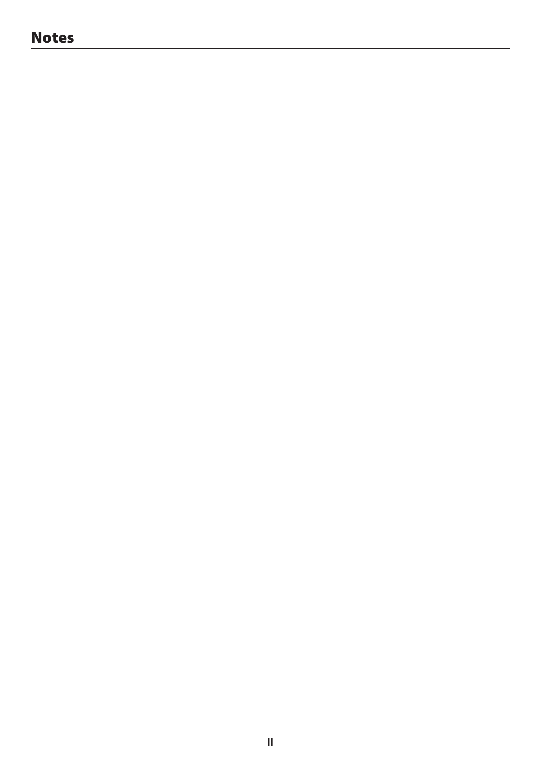# Notes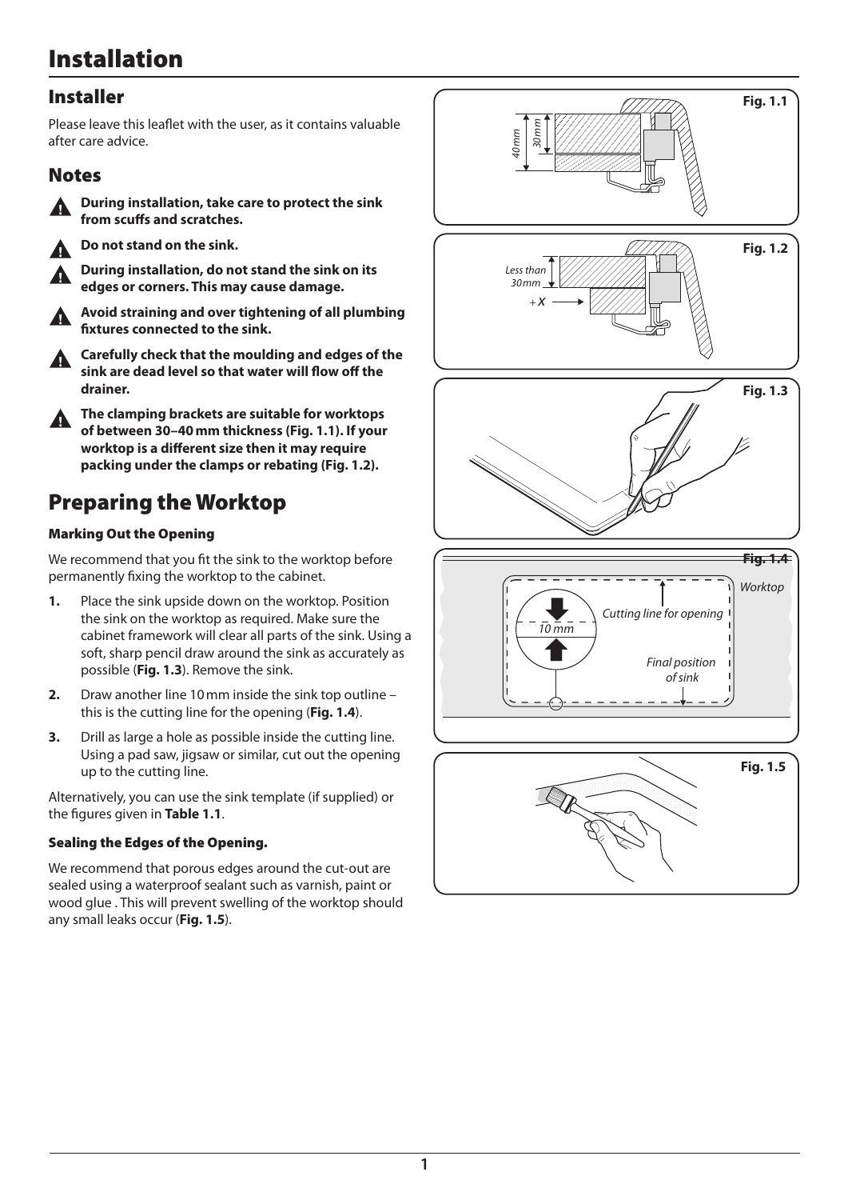# Installation

## Installer

Please leave this leaflet with the user, as it contains valuable after care advice.

## Notes

- **During installation, take care to protect the sink from scuffs and scratches.**
- **Do not stand on the sink.**
- **During installation, do not stand the sink on its edges or corners. This may cause damage.**
- **Avoid straining and over tightening of all plumbing fixtures connected to the sink.**
- **Carefully check that the moulding and edges of the sink are dead level so that water will flow off the drainer.**
- **The clamping brackets are suitable for worktops of between 30–40 mm thickness (Fig. 1.1). If your worktop is a different size then it may require packing under the clamps or rebating (Fig. 1.2).**

# Preparing the Worktop

### Marking Out the Opening

We recommend that you fit the sink to the worktop before permanently fixing the worktop to the cabinet.

1. Place the sink upside down on the worktop. Position the sink on the worktop as required. Make sure the cabinet framework will clear all parts of the sink. Using a soft, sharp pencil draw around the sink as accurately as possible (**Fig. 1.3**). Remove the sink.
2. Draw another line 10 mm inside the sink top outline – this is the cutting line for the opening (**Fig. 1.4**).
3. Drill as large a hole as possible inside the cutting line. Using a pad saw, jigsaw or similar, cut out the opening up to the cutting line.

Alternatively, you can use the sink template (if supplied) or the figures given in **Table 1.1**.

### Sealing the Edges of the Opening.

We recommend that porous edges around the cut-out are sealed using a waterproof sealant such as varnish, paint or wood glue . This will prevent swelling of the worktop should any small leaks occur (**Fig. 1.5**).

Fig. 1.1

Fig. 1.2

Fig. 1.3

Fig. 1.4

Fig. 1.5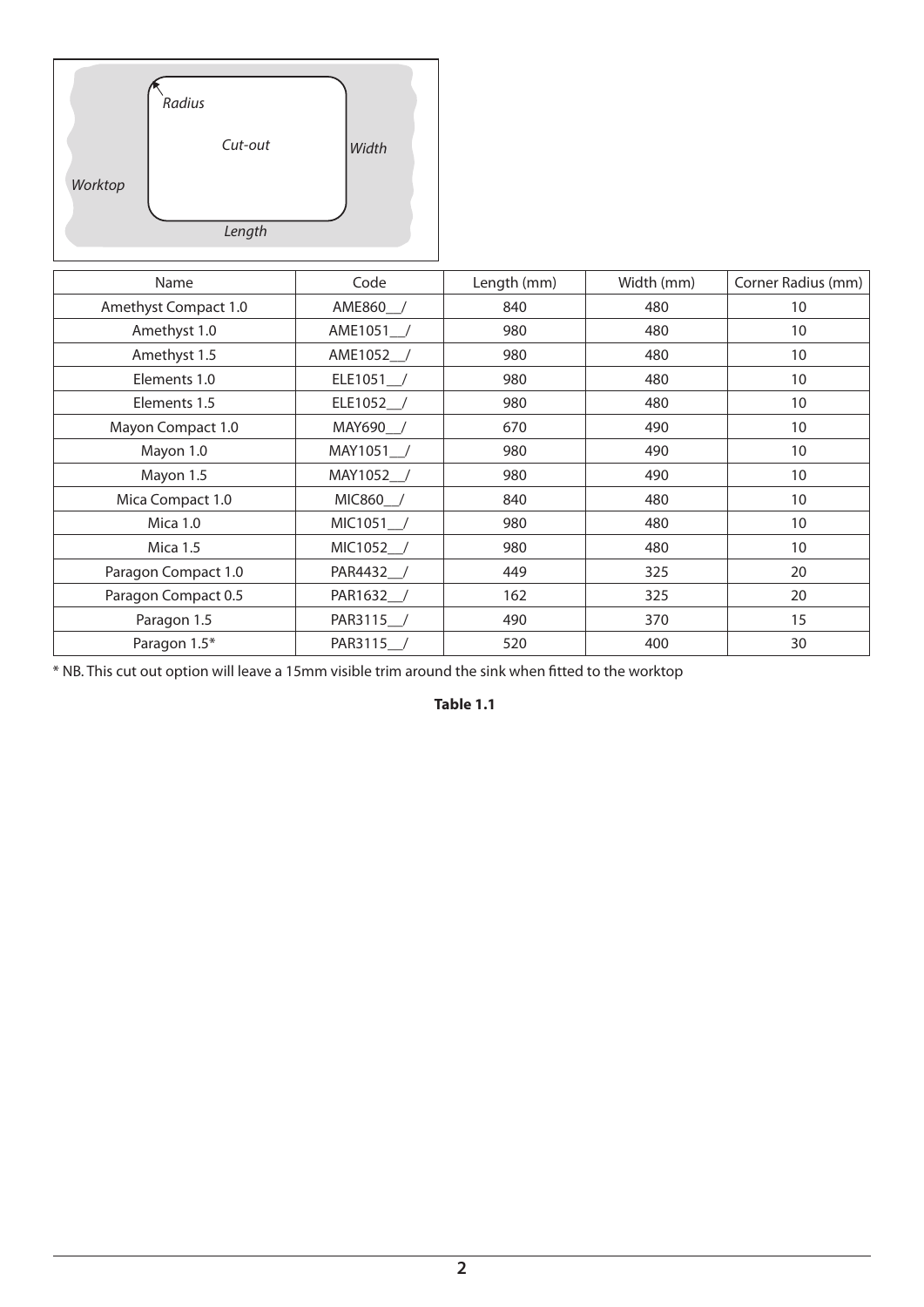Radius

Cut-out

Width

Worktop

Length

| Name | Code | Length (mm) | Width (mm) | Corner Radius (mm) |
|---|---|---|---|---|
| Amethyst Compact 1.0 | AME860__/ | 840 | 480 | 10 |
| Amethyst 1.0 | AME1051__/ | 980 | 480 | 10 |
| Amethyst 1.5 | AME1052__/ | 980 | 480 | 10 |
| Elements 1.0 | ELE1051__/ | 980 | 480 | 10 |
| Elements 1.5 | ELE1052__/ | 980 | 480 | 10 |
| Mayon Compact 1.0 | MAY690__/ | 670 | 490 | 10 |
| Mayon 1.0 | MAY1051__/ | 980 | 490 | 10 |
| Mayon 1.5 | MAY1052__/ | 980 | 490 | 10 |
| Mica Compact 1.0 | MIC860__/ | 840 | 480 | 10 |
| Mica 1.0 | MIC1051__/ | 980 | 480 | 10 |
| Mica 1.5 | MIC1052__/ | 980 | 480 | 10 |
| Paragon Compact 1.0 | PAR4432__/ | 449 | 325 | 20 |
| Paragon Compact 0.5 | PAR1632__/ | 162 | 325 | 20 |
| Paragon 1.5 | PAR3115__/ | 490 | 370 | 15 |
| Paragon 1.5* | PAR3115__/ | 520 | 400 | 30 |

* NB. This cut out option will leave a 15mm visible trim around the sink when fitted to the worktop

**Table 1.1**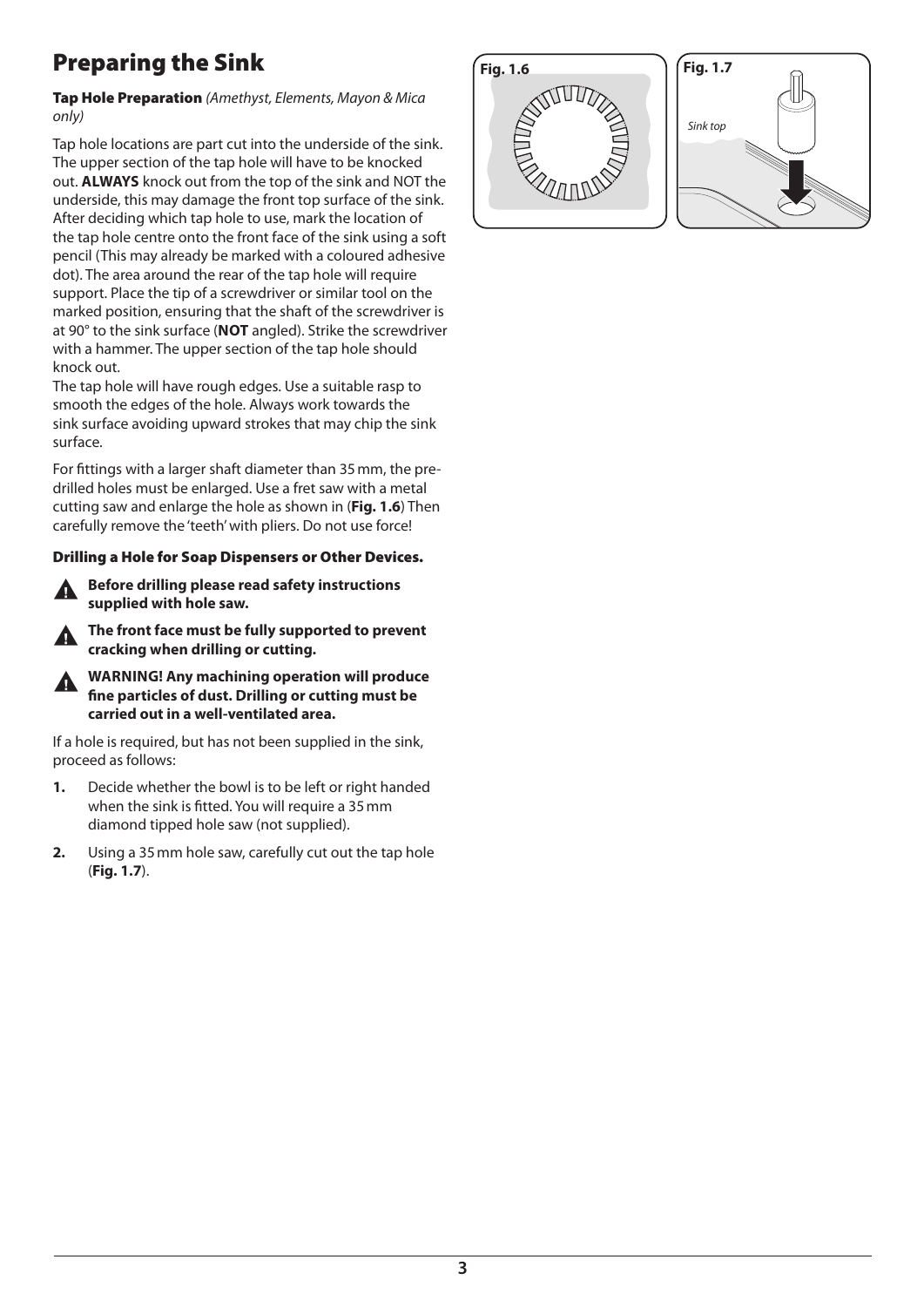# Preparing the Sink

### Tap Hole Preparation *(Amethyst, Elements, Mayon & Mica only)*

Tap hole locations are part cut into the underside of the sink. The upper section of the tap hole will have to be knocked out. **ALWAYS** knock out from the top of the sink and NOT the underside, this may damage the front top surface of the sink. After deciding which tap hole to use, mark the location of the tap hole centre onto the front face of the sink using a soft pencil (This may already be marked with a coloured adhesive dot). The area around the rear of the tap hole will require support. Place the tip of a screwdriver or similar tool on the marked position, ensuring that the shaft of the screwdriver is at 90° to the sink surface (**NOT** angled). Strike the screwdriver with a hammer. The upper section of the tap hole should knock out.

The tap hole will have rough edges. Use a suitable rasp to smooth the edges of the hole. Always work towards the sink surface avoiding upward strokes that may chip the sink surface.

For fittings with a larger shaft diameter than 35 mm, the pre-drilled holes must be enlarged. Use a fret saw with a metal cutting saw and enlarge the hole as shown in (**Fig. 1.6**) Then carefully remove the 'teeth' with pliers. Do not use force!

### Drilling a Hole for Soap Dispensers or Other Devices.

**Before drilling please read safety instructions supplied with hole saw.**

**The front face must be fully supported to prevent cracking when drilling or cutting.**

**WARNING! Any machining operation will produce fine particles of dust. Drilling or cutting must be carried out in a well-ventilated area.**

If a hole is required, but has not been supplied in the sink, proceed as follows:

1. Decide whether the bowl is to be left or right handed when the sink is fitted. You will require a 35 mm diamond tipped hole saw (not supplied).
2. Using a 35 mm hole saw, carefully cut out the tap hole (**Fig. 1.7**).

**Fig. 1.6**

**Fig. 1.7**

*Sink top*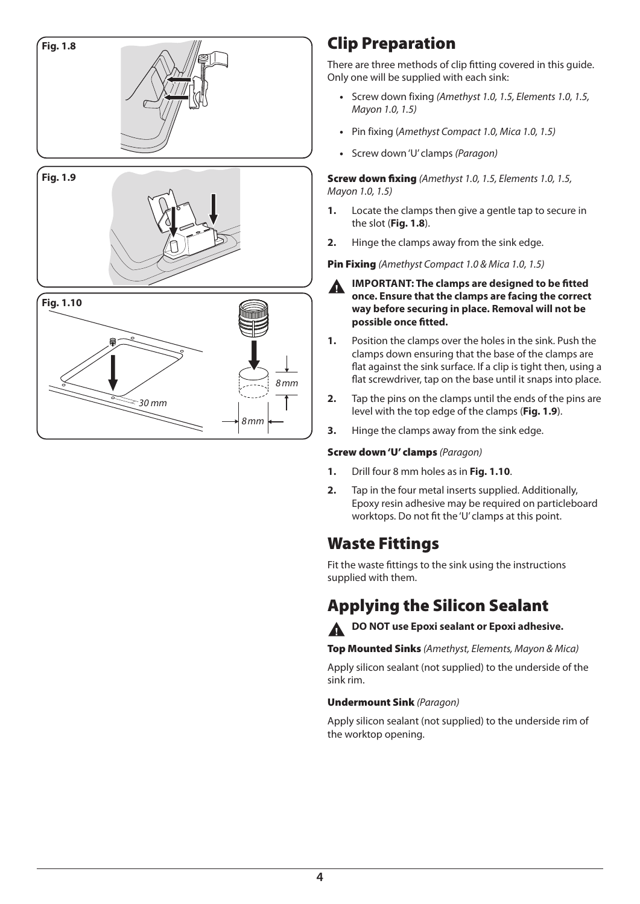Fig. 1.8

Fig. 1.9

Fig. 1.10

30 mm

8 mm

8 mm

## Clip Preparation

There are three methods of clip fitting covered in this guide. Only one will be supplied with each sink:

- Screw down fixing *(Amethyst 1.0, 1.5, Elements 1.0, 1.5, Mayon 1.0, 1.5)*
- Pin fixing (*Amethyst Compact 1.0, Mica 1.0, 1.5)*
- Screw down 'U' clamps *(Paragon)*

**Screw down fixing** *(Amethyst 1.0, 1.5, Elements 1.0, 1.5, Mayon 1.0, 1.5)*

1. Locate the clamps then give a gentle tap to secure in the slot (**Fig. 1.8**).
2. Hinge the clamps away from the sink edge.

**Pin Fixing** *(Amethyst Compact 1.0 & Mica 1.0, 1.5)*

**IMPORTANT: The clamps are designed to be fitted once. Ensure that the clamps are facing the correct way before securing in place. Removal will not be possible once fitted.**

1. Position the clamps over the holes in the sink. Push the clamps down ensuring that the base of the clamps are flat against the sink surface. If a clip is tight then, using a flat screwdriver, tap on the base until it snaps into place.
2. Tap the pins on the clamps until the ends of the pins are level with the top edge of the clamps (**Fig. 1.9**).
3. Hinge the clamps away from the sink edge.

**Screw down 'U' clamps** *(Paragon)*

1. Drill four 8 mm holes as in **Fig. 1.10**.
2. Tap in the four metal inserts supplied. Additionally, Epoxy resin adhesive may be required on particleboard worktops. Do not fit the 'U' clamps at this point.

## Waste Fittings

Fit the waste fittings to the sink using the instructions supplied with them.

## Applying the Silicon Sealant

**DO NOT use Epoxi sealant or Epoxi adhesive.**

**Top Mounted Sinks** *(Amethyst, Elements, Mayon & Mica)*

Apply silicon sealant (not supplied) to the underside of the sink rim.

**Undermount Sink** *(Paragon)*

Apply silicon sealant (not supplied) to the underside rim of the worktop opening.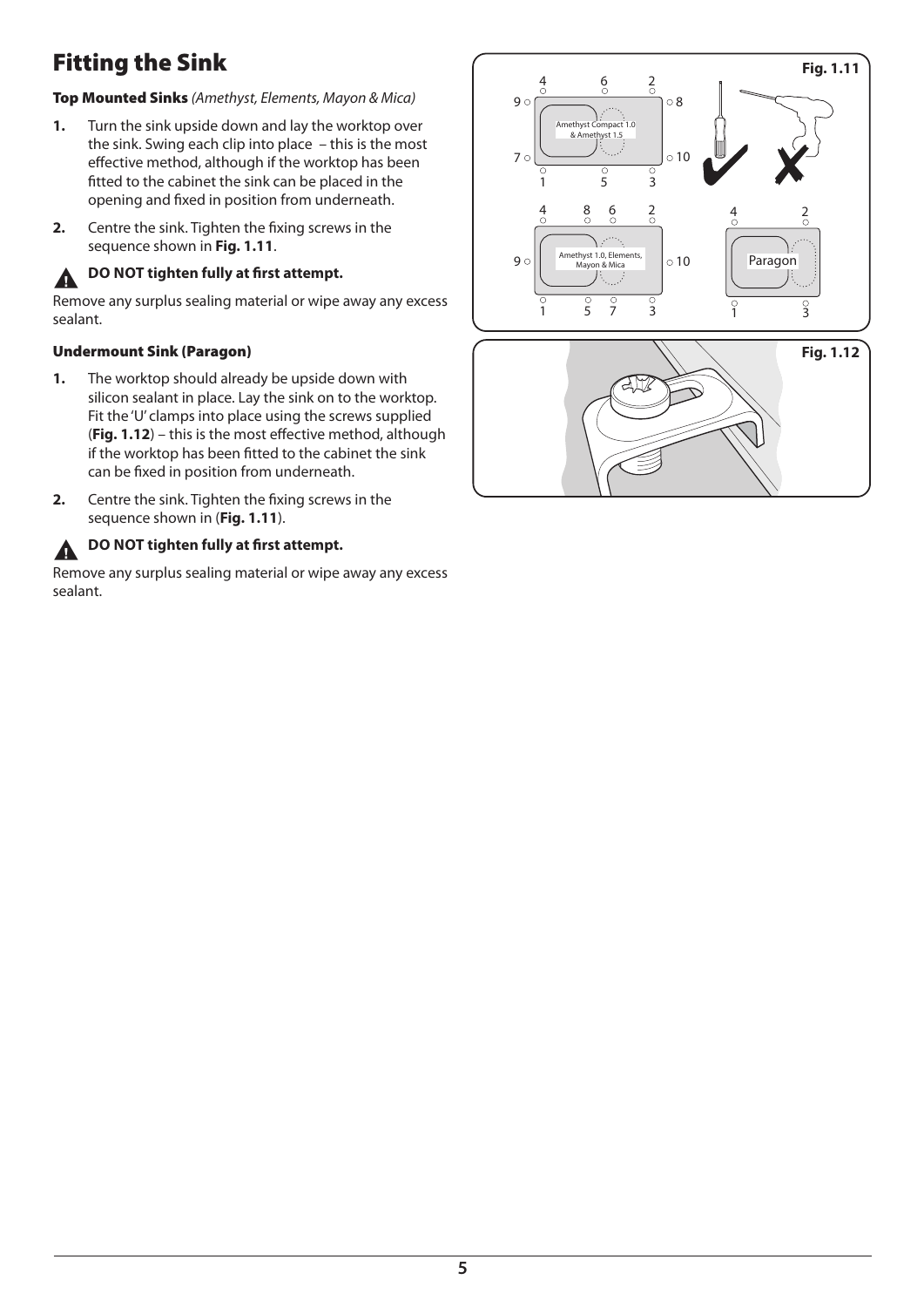# Fitting the Sink

### Top Mounted Sinks *(Amethyst, Elements, Mayon & Mica)*

1. Turn the sink upside down and lay the worktop over the sink. Swing each clip into place – this is the most effective method, although if the worktop has been fitted to the cabinet the sink can be placed in the opening and fixed in position from underneath.
2. Centre the sink. Tighten the fixing screws in the sequence shown in **Fig. 1.11**.

**DO NOT tighten fully at first attempt.**

Remove any surplus sealing material or wipe away any excess sealant.

### Undermount Sink (Paragon)

1. The worktop should already be upside down with silicon sealant in place. Lay the sink on to the worktop. Fit the 'U' clamps into place using the screws supplied (**Fig. 1.12**) – this is the most effective method, although if the worktop has been fitted to the cabinet the sink can be fixed in position from underneath.
2. Centre the sink. Tighten the fixing screws in the sequence shown in (**Fig. 1.11**).

**DO NOT tighten fully at first attempt.**

Remove any surplus sealing material or wipe away any excess sealant.

**Fig. 1.11**

**Fig. 1.12**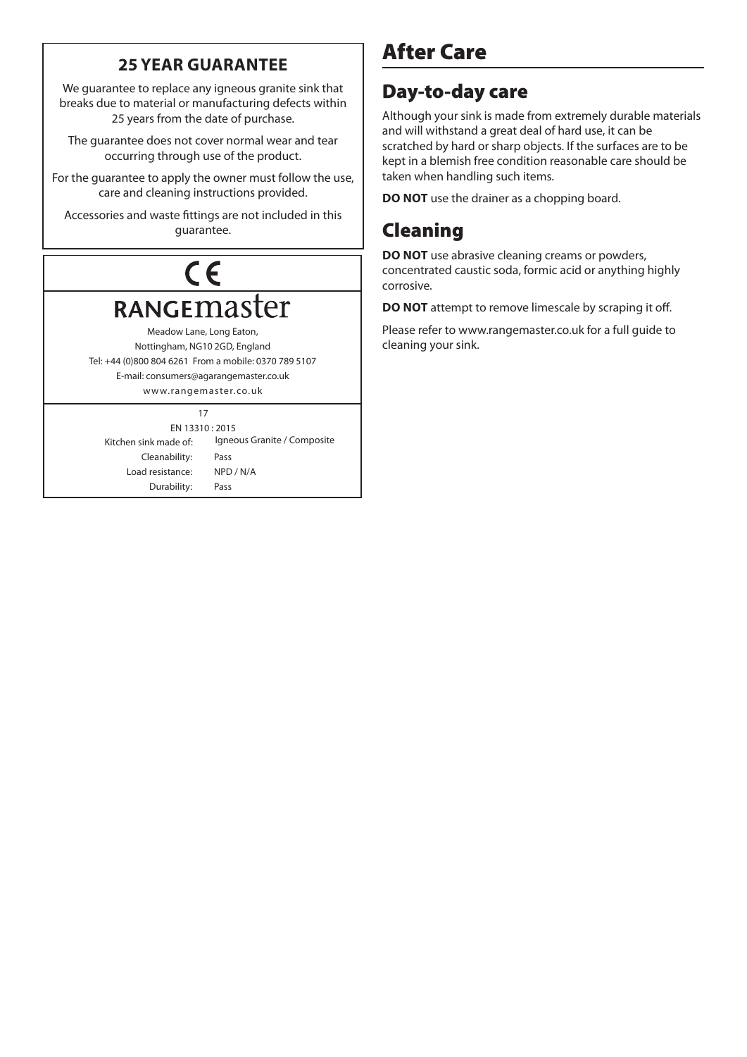## 25 YEAR GUARANTEE

We guarantee to replace any igneous granite sink that breaks due to material or manufacturing defects within 25 years from the date of purchase.

The guarantee does not cover normal wear and tear occurring through use of the product.

For the guarantee to apply the owner must follow the use, care and cleaning instructions provided.

Accessories and waste fittings are not included in this guarantee.

CE

RANGEmaster

Meadow Lane, Long Eaton,
Nottingham, NG10 2GD, England
Tel: +44 (0)800 804 6261 From a mobile: 0370 789 5107
E-mail: consumers@agarangemaster.co.uk
www.rangemaster.co.uk

17

EN 13310 : 2015

| | |
|---|---|
| Kitchen sink made of: | Igneous Granite / Composite |
| Cleanability: | Pass |
| Load resistance: | NPD / N/A |
| Durability: | Pass |

# After Care

## Day-to-day care

Although your sink is made from extremely durable materials and will withstand a great deal of hard use, it can be scratched by hard or sharp objects. If the surfaces are to be kept in a blemish free condition reasonable care should be taken when handling such items.

**DO NOT** use the drainer as a chopping board.

## Cleaning

**DO NOT** use abrasive cleaning creams or powders, concentrated caustic soda, formic acid or anything highly corrosive.

**DO NOT** attempt to remove limescale by scraping it off.

Please refer to www.rangemaster.co.uk for a full guide to cleaning your sink.